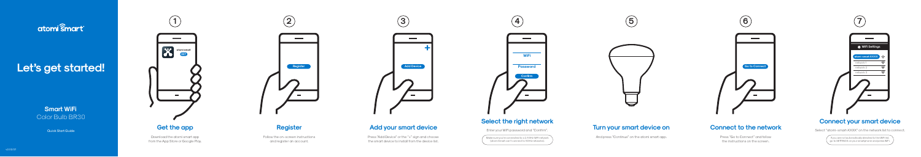atomi smart

# Let's get started!

**Smart WiFi**
Color Bulb BR30

Quick Start Guide

v2.02.01

## 1 Get the app

Download the atomi smart app from the App Store or Google Play.

## 2 Register

Follow the on-screen instructions and register an account.

## 3 Add your smart device

Press "Add Device" or the "+" sign and choose the smart device to install from the device list.

## 4 Select the right network

Enter your WiFi password and "Confirm".

Make sure you're connected to a 2.4 GHz WiFi network (atomi Smart can't connect to 5GHz networks).

## 5 Turn your smart device on

And press "Continue" on the atomi smart app.

## 6 Connect to the network

Press "Go to Connect" and follow the instructions on the screen.

## 7 Connect your smart device

Select "atomi-smart-XXXX" on the network list to connect.

If you are not automatically directed to the WiFi list, go to SETTINGS on your smartphone and press WiFi.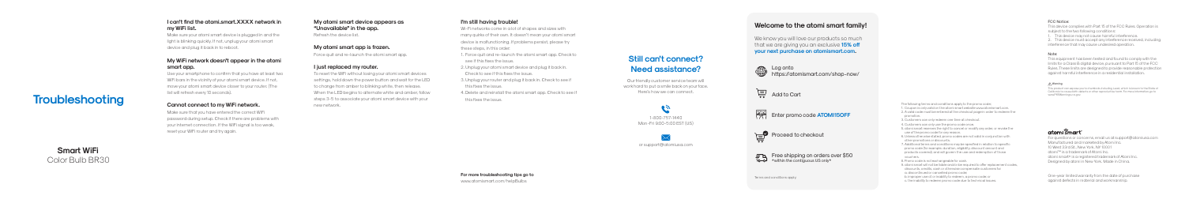# Troubleshooting

**Smart WiFi**
Color Bulb BR30

### I can't find the atomi.smart.XXXX network in my WiFi list.

Make sure your atomi smart device is plugged in and the light is blinking quickly. If not, unplug your atomi smart device and plug it back in to reboot.

### My WiFi network doesn't appear in the atomi smart app.

Use your smartphone to confirm that you have at least two WiFi bars in the vicinity of your atomi smart device. If not, move your atomi smart device closer to your router. (The list will refresh every 10 seconds).

### Cannot connect to my WiFi network.

Make sure that you have entered the correct WiFi password during setup. Check if there are problems with your internet connection. If the WiFi signal is too weak, reset your WiFi router and try again.

### My atomi smart device appears as "Unavailable" in the app.

Refresh the device list.

### My atomi smart app is frozen.

Force quit and re-launch the atomi smart app.

### I just replaced my router.

To reset the WiFi without losing your atomi smart device settings, hold down the power button and wait for the LED to change from amber to blinking white, then release. When the LED begins to alternate white and amber, follow steps 3-5 to associate your atomi smart device with your new network.

### I'm still having trouble!

Wi-Fi networks come in a lot of shapes and sizes with many quirks of their own. It doesn't mean your atomi smart device is malfunctioning. If problems persist, please try these steps, in this order:

1. Force quit and re-launch the atomi smart app. Check to see if this fixes the issue.
2. Unplug your atomi smart device and plug it back in. Check to see if this fixes the issue.
3. Unplug your router and plug it back in. Check to see if this fixes the issue.
4. Delete and reinstall the atomi smart app. Check to see if this fixes the issue.

**For more troubleshooting tips go to**
www.atomismart.com/helpBulbs

## Still can't connect? Need assistance?

Our friendly customer service team will work hard to put a smile back on your face. Here's how we can connect.

1-800-757-1440
Mon-Fri 9:00-5:00 EST (US)

or support@atomiusa.com

## Welcome to the atomi smart family!

We know you will love our products so much that we are giving you an exclusive **15% off your next purchase on atomismart.com.**

Log onto https://atomismart.com/shop-now/

Add to Cart

Enter promo code **ATOMI15OFF**

Proceed to checkout

Free shipping on orders over $50
*within the contiguous US only*

The following terms and conditions apply to the promo code:
1. Coupon is only valid on the atomi smart website www.atomismart.com.
2. A valid code must be entered at the checkout page in order to redeem the promotion.
3. Customers are only redeem one time at checkout.
4. Customers can only use this promo code once.
5. atomi smart reserves the right to cancel or modify any order, or revoke the use of the promo code for any reason.
6. Unless otherwise stated, promo codes are not valid in conjunction with other promotions or discounts.
7. Additional terms and conditions may be specified in relation to specific promo code (for example, duration, eligibility, discount amount and products covered), and will govern the use and redemption of those vouchers.
8. Promo code is not exchangeable for cash.
9. atomi smart will not be liable and/or be required to offer replacement codes, discounts, credits, cash or otherwise compensate customers for:
a. discontinued or cancelled promo code
b. improper use of or inability to redeem a promo code or
c. the inability to redeem promo code due to technical issues.

Terms and conditions apply.

**FCC Notice:**
This device complies with Part 15 of the FCC Rules. Operation is subject to the two following conditions:
1. This device may not cause harmful interference.
2. This device must accept any interference received, including interference that may cause undesired operation.

**Note:**
This equipment has been tested and found to comply with the limits for a Class B digital device, pursuant to Part 15 of the FCC Rules. These limits are designed to provide reasonable protection against harmful interference in a residential installation.

**Warning**
This product can expose you to chemicals including Lead, which is known to the State of California to cause cancer, birth defects or other reproductive harm. For more information go to www.P65Warnings.ca.gov.

atomi smart

For questions or concerns, email us at support@atomiusa.com.
Manufactured and marketed by Atomi Inc.
10 West 33rd St., New York, NY 10001
atomi™ is a trademark of Atomi Inc.
atomi smart® is a registered trademark of Atomi Inc.
Designed by atomi in New York. Made in China.

One-year limited warranty from the date of purchase against defects in material and workmanship.